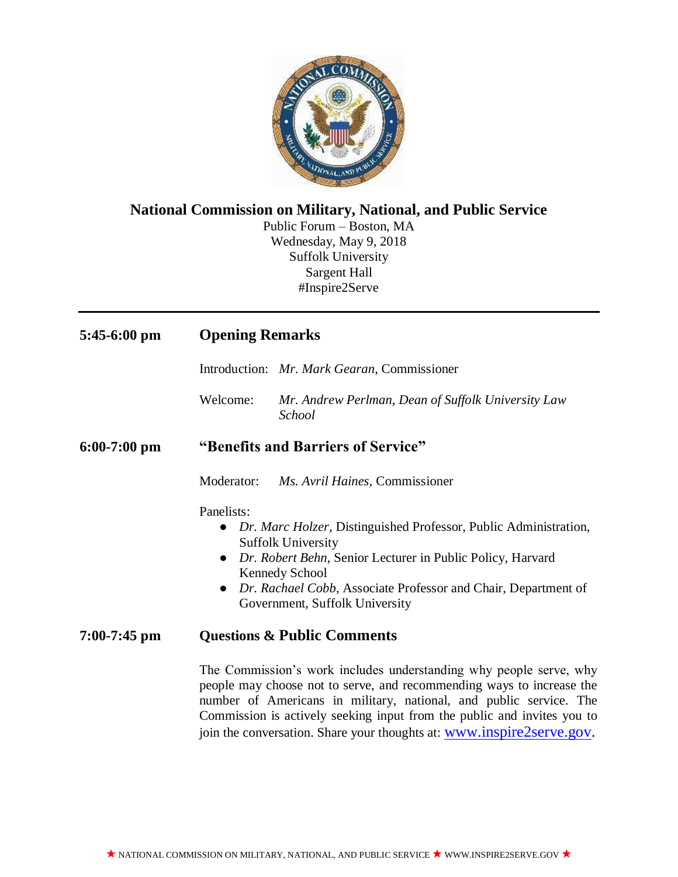# National Commission on Military, National, and Public Service

Public Forum – Boston, MA
Wednesday, May 9, 2018
Suffolk University
Sargent Hall
#Inspire2Serve

---

**5:45-6:00 pm** **Opening Remarks**

Introduction: *Mr. Mark Gearan*, Commissioner

Welcome: *Mr. Andrew Perlman, Dean of Suffolk University Law School*

**6:00-7:00 pm** **"Benefits and Barriers of Service"**

Moderator: *Ms. Avril Haines*, Commissioner

Panelists:

- *Dr. Marc Holzer*, Distinguished Professor, Public Administration, Suffolk University
- *Dr. Robert Behn*, Senior Lecturer in Public Policy, Harvard Kennedy School
- *Dr. Rachael Cobb*, Associate Professor and Chair, Department of Government, Suffolk University

**7:00-7:45 pm** **Questions & Public Comments**

The Commission's work includes understanding why people serve, why people may choose not to serve, and recommending ways to increase the number of Americans in military, national, and public service. The Commission is actively seeking input from the public and invites you to join the conversation. Share your thoughts at: www.inspire2serve.gov.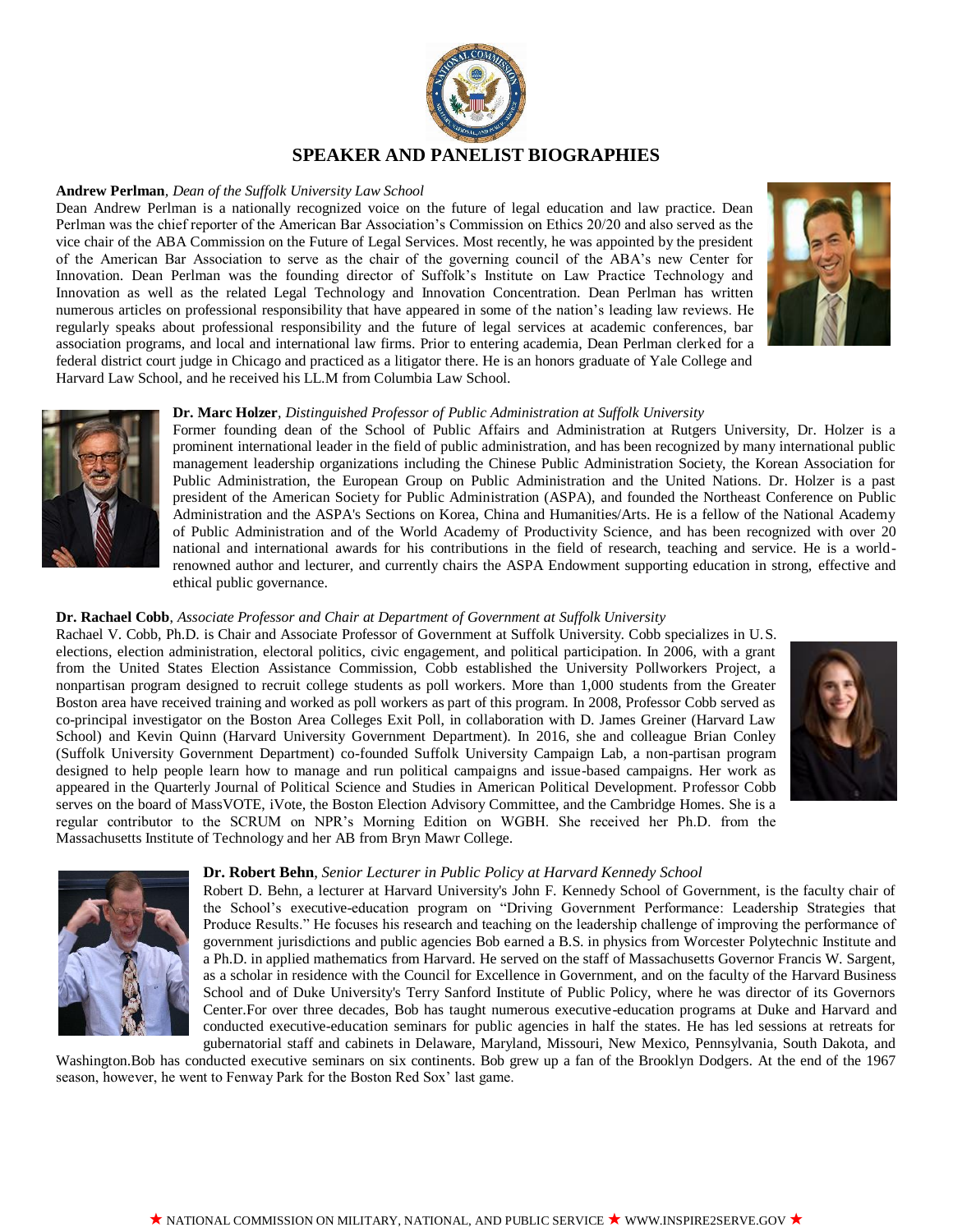# SPEAKER AND PANELIST BIOGRAPHIES

**Andrew Perlman**, *Dean of the Suffolk University Law School*

Dean Andrew Perlman is a nationally recognized voice on the future of legal education and law practice. Dean Perlman was the chief reporter of the American Bar Association's Commission on Ethics 20/20 and also served as the vice chair of the ABA Commission on the Future of Legal Services. Most recently, he was appointed by the president of the American Bar Association to serve as the chair of the governing council of the ABA's new Center for Innovation. Dean Perlman was the founding director of Suffolk's Institute on Law Practice Technology and Innovation as well as the related Legal Technology and Innovation Concentration. Dean Perlman has written numerous articles on professional responsibility that have appeared in some of the nation's leading law reviews. He regularly speaks about professional responsibility and the future of legal services at academic conferences, bar association programs, and local and international law firms. Prior to entering academia, Dean Perlman clerked for a federal district court judge in Chicago and practiced as a litigator there. He is an honors graduate of Yale College and Harvard Law School, and he received his LL.M from Columbia Law School.

**Dr. Marc Holzer**, *Distinguished Professor of Public Administration at Suffolk University*

Former founding dean of the School of Public Affairs and Administration at Rutgers University, Dr. Holzer is a prominent international leader in the field of public administration, and has been recognized by many international public management leadership organizations including the Chinese Public Administration Society, the Korean Association for Public Administration, the European Group on Public Administration and the United Nations. Dr. Holzer is a past president of the American Society for Public Administration (ASPA), and founded the Northeast Conference on Public Administration and the ASPA's Sections on Korea, China and Humanities/Arts. He is a fellow of the National Academy of Public Administration and of the World Academy of Productivity Science, and has been recognized with over 20 national and international awards for his contributions in the field of research, teaching and service. He is a world-renowned author and lecturer, and currently chairs the ASPA Endowment supporting education in strong, effective and ethical public governance.

**Dr. Rachael Cobb**, *Associate Professor and Chair at Department of Government at Suffolk University*

Rachael V. Cobb, Ph.D. is Chair and Associate Professor of Government at Suffolk University. Cobb specializes in U.S. elections, election administration, electoral politics, civic engagement, and political participation. In 2006, with a grant from the United States Election Assistance Commission, Cobb established the University Pollworkers Project, a nonpartisan program designed to recruit college students as poll workers. More than 1,000 students from the Greater Boston area have received training and worked as poll workers as part of this program. In 2008, Professor Cobb served as co-principal investigator on the Boston Area Colleges Exit Poll, in collaboration with D. James Greiner (Harvard Law School) and Kevin Quinn (Harvard University Government Department). In 2016, she and colleague Brian Conley (Suffolk University Government Department) co-founded Suffolk University Campaign Lab, a non-partisan program designed to help people learn how to manage and run political campaigns and issue-based campaigns. Her work as appeared in the Quarterly Journal of Political Science and Studies in American Political Development. Professor Cobb serves on the board of MassVOTE, iVote, the Boston Election Advisory Committee, and the Cambridge Homes. She is a regular contributor to the SCRUM on NPR's Morning Edition on WGBH. She received her Ph.D. from the Massachusetts Institute of Technology and her AB from Bryn Mawr College.

**Dr. Robert Behn**, *Senior Lecturer in Public Policy at Harvard Kennedy School*

Robert D. Behn, a lecturer at Harvard University's John F. Kennedy School of Government, is the faculty chair of the School's executive-education program on "Driving Government Performance: Leadership Strategies that Produce Results." He focuses his research and teaching on the leadership challenge of improving the performance of government jurisdictions and public agencies Bob earned a B.S. in physics from Worcester Polytechnic Institute and a Ph.D. in applied mathematics from Harvard. He served on the staff of Massachusetts Governor Francis W. Sargent, as a scholar in residence with the Council for Excellence in Government, and on the faculty of the Harvard Business School and of Duke University's Terry Sanford Institute of Public Policy, where he was director of its Governors Center.For over three decades, Bob has taught numerous executive-education programs at Duke and Harvard and conducted executive-education seminars for public agencies in half the states. He has led sessions at retreats for gubernatorial staff and cabinets in Delaware, Maryland, Missouri, New Mexico, Pennsylvania, South Dakota, and Washington.Bob has conducted executive seminars on six continents. Bob grew up a fan of the Brooklyn Dodgers. At the end of the 1967 season, however, he went to Fenway Park for the Boston Red Sox' last game.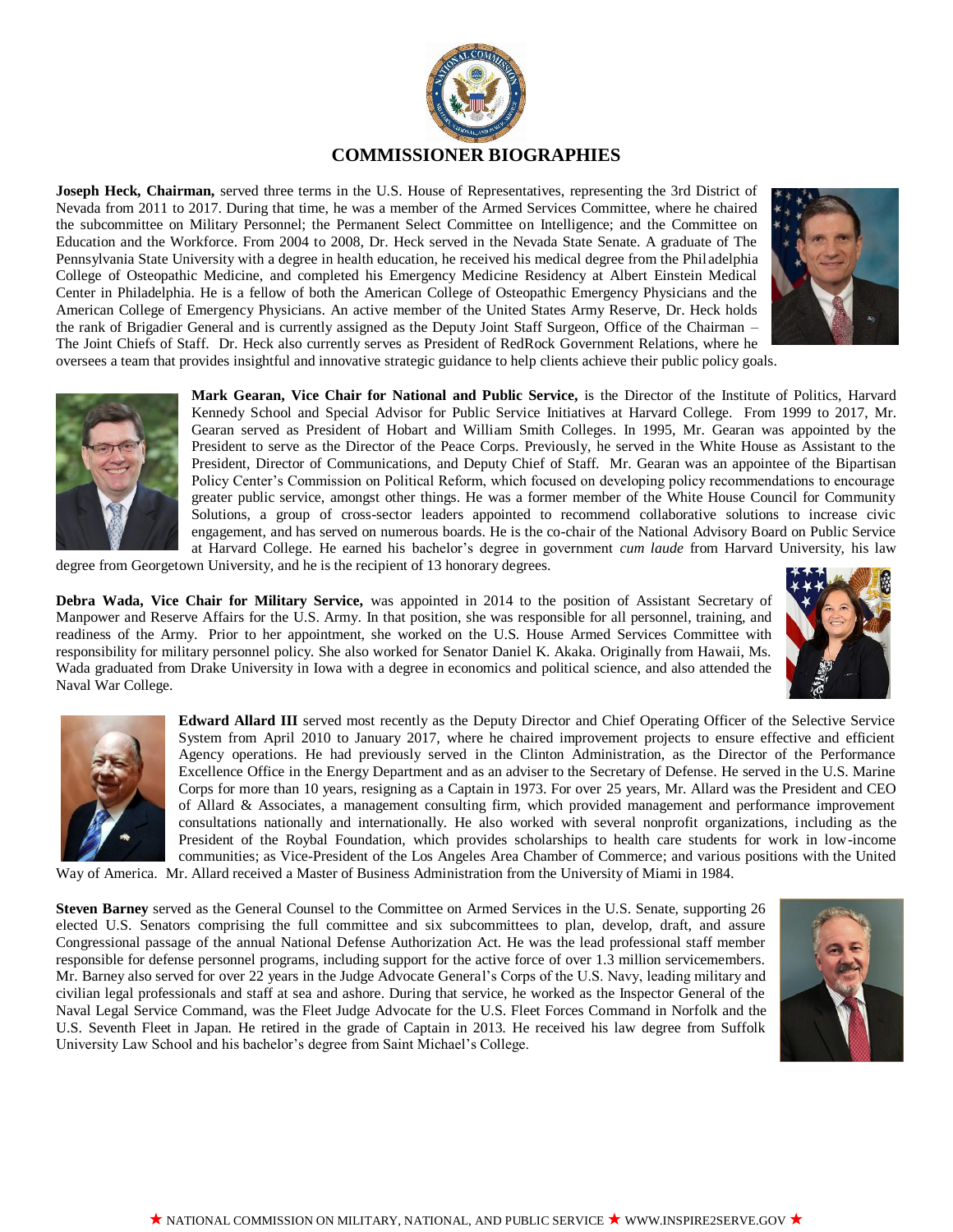# COMMISSIONER BIOGRAPHIES

**Joseph Heck, Chairman,** served three terms in the U.S. House of Representatives, representing the 3rd District of Nevada from 2011 to 2017. During that time, he was a member of the Armed Services Committee, where he chaired the subcommittee on Military Personnel; the Permanent Select Committee on Intelligence; and the Committee on Education and the Workforce. From 2004 to 2008, Dr. Heck served in the Nevada State Senate. A graduate of The Pennsylvania State University with a degree in health education, he received his medical degree from the Philadelphia College of Osteopathic Medicine, and completed his Emergency Medicine Residency at Albert Einstein Medical Center in Philadelphia. He is a fellow of both the American College of Osteopathic Emergency Physicians and the American College of Emergency Physicians. An active member of the United States Army Reserve, Dr. Heck holds the rank of Brigadier General and is currently assigned as the Deputy Joint Staff Surgeon, Office of the Chairman – The Joint Chiefs of Staff. Dr. Heck also currently serves as President of RedRock Government Relations, where he oversees a team that provides insightful and innovative strategic guidance to help clients achieve their public policy goals.

**Mark Gearan, Vice Chair for National and Public Service,** is the Director of the Institute of Politics, Harvard Kennedy School and Special Advisor for Public Service Initiatives at Harvard College. From 1999 to 2017, Mr. Gearan served as President of Hobart and William Smith Colleges. In 1995, Mr. Gearan was appointed by the President to serve as the Director of the Peace Corps. Previously, he served in the White House as Assistant to the President, Director of Communications, and Deputy Chief of Staff. Mr. Gearan was an appointee of the Bipartisan Policy Center's Commission on Political Reform, which focused on developing policy recommendations to encourage greater public service, amongst other things. He was a former member of the White House Council for Community Solutions, a group of cross-sector leaders appointed to recommend collaborative solutions to increase civic engagement, and has served on numerous boards. He is the co-chair of the National Advisory Board on Public Service at Harvard College. He earned his bachelor's degree in government *cum laude* from Harvard University, his law degree from Georgetown University, and he is the recipient of 13 honorary degrees.

**Debra Wada, Vice Chair for Military Service,** was appointed in 2014 to the position of Assistant Secretary of Manpower and Reserve Affairs for the U.S. Army. In that position, she was responsible for all personnel, training, and readiness of the Army. Prior to her appointment, she worked on the U.S. House Armed Services Committee with responsibility for military personnel policy. She also worked for Senator Daniel K. Akaka. Originally from Hawaii, Ms. Wada graduated from Drake University in Iowa with a degree in economics and political science, and also attended the Naval War College.

**Edward Allard III** served most recently as the Deputy Director and Chief Operating Officer of the Selective Service System from April 2010 to January 2017, where he chaired improvement projects to ensure effective and efficient Agency operations. He had previously served in the Clinton Administration, as the Director of the Performance Excellence Office in the Energy Department and as an adviser to the Secretary of Defense. He served in the U.S. Marine Corps for more than 10 years, resigning as a Captain in 1973. For over 25 years, Mr. Allard was the President and CEO of Allard & Associates, a management consulting firm, which provided management and performance improvement consultations nationally and internationally. He also worked with several nonprofit organizations, including as the President of the Roybal Foundation, which provides scholarships to health care students for work in low-income communities; as Vice-President of the Los Angeles Area Chamber of Commerce; and various positions with the United Way of America. Mr. Allard received a Master of Business Administration from the University of Miami in 1984.

**Steven Barney** served as the General Counsel to the Committee on Armed Services in the U.S. Senate, supporting 26 elected U.S. Senators comprising the full committee and six subcommittees to plan, develop, draft, and assure Congressional passage of the annual National Defense Authorization Act. He was the lead professional staff member responsible for defense personnel programs, including support for the active force of over 1.3 million servicemembers. Mr. Barney also served for over 22 years in the Judge Advocate General's Corps of the U.S. Navy, leading military and civilian legal professionals and staff at sea and ashore. During that service, he worked as the Inspector General of the Naval Legal Service Command, was the Fleet Judge Advocate for the U.S. Fleet Forces Command in Norfolk and the U.S. Seventh Fleet in Japan. He retired in the grade of Captain in 2013. He received his law degree from Suffolk University Law School and his bachelor's degree from Saint Michael's College.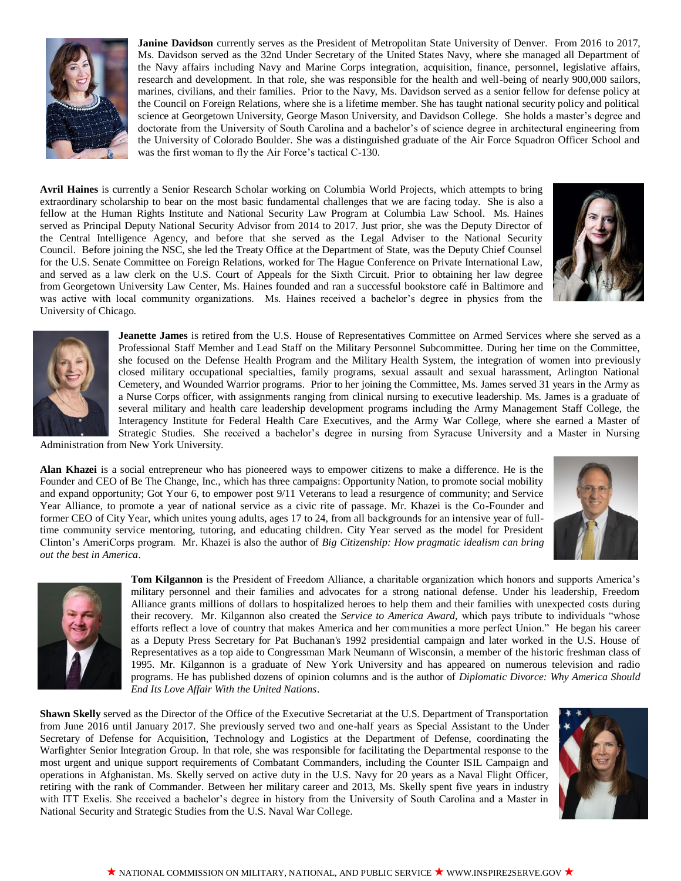**Janine Davidson** currently serves as the President of Metropolitan State University of Denver. From 2016 to 2017, Ms. Davidson served as the 32nd Under Secretary of the United States Navy, where she managed all Department of the Navy affairs including Navy and Marine Corps integration, acquisition, finance, personnel, legislative affairs, research and development. In that role, she was responsible for the health and well-being of nearly 900,000 sailors, marines, civilians, and their families. Prior to the Navy, Ms. Davidson served as a senior fellow for defense policy at the Council on Foreign Relations, where she is a lifetime member. She has taught national security policy and political science at Georgetown University, George Mason University, and Davidson College. She holds a master's degree and doctorate from the University of South Carolina and a bachelor's of science degree in architectural engineering from the University of Colorado Boulder. She was a distinguished graduate of the Air Force Squadron Officer School and was the first woman to fly the Air Force's tactical C-130.

**Avril Haines** is currently a Senior Research Scholar working on Columbia World Projects, which attempts to bring extraordinary scholarship to bear on the most basic fundamental challenges that we are facing today. She is also a fellow at the Human Rights Institute and National Security Law Program at Columbia Law School. Ms. Haines served as Principal Deputy National Security Advisor from 2014 to 2017. Just prior, she was the Deputy Director of the Central Intelligence Agency, and before that she served as the Legal Adviser to the National Security Council. Before joining the NSC, she led the Treaty Office at the Department of State, was the Deputy Chief Counsel for the U.S. Senate Committee on Foreign Relations, worked for The Hague Conference on Private International Law, and served as a law clerk on the U.S. Court of Appeals for the Sixth Circuit. Prior to obtaining her law degree from Georgetown University Law Center, Ms. Haines founded and ran a successful bookstore café in Baltimore and was active with local community organizations. Ms. Haines received a bachelor's degree in physics from the University of Chicago.

**Jeanette James** is retired from the U.S. House of Representatives Committee on Armed Services where she served as a Professional Staff Member and Lead Staff on the Military Personnel Subcommittee. During her time on the Committee, she focused on the Defense Health Program and the Military Health System, the integration of women into previously closed military occupational specialties, family programs, sexual assault and sexual harassment, Arlington National Cemetery, and Wounded Warrior programs. Prior to her joining the Committee, Ms. James served 31 years in the Army as a Nurse Corps officer, with assignments ranging from clinical nursing to executive leadership. Ms. James is a graduate of several military and health care leadership development programs including the Army Management Staff College, the Interagency Institute for Federal Health Care Executives, and the Army War College, where she earned a Master of Strategic Studies. She received a bachelor's degree in nursing from Syracuse University and a Master in Nursing Administration from New York University.

**Alan Khazei** is a social entrepreneur who has pioneered ways to empower citizens to make a difference. He is the Founder and CEO of Be The Change, Inc., which has three campaigns: Opportunity Nation, to promote social mobility and expand opportunity; Got Your 6, to empower post 9/11 Veterans to lead a resurgence of community; and Service Year Alliance, to promote a year of national service as a civic rite of passage. Mr. Khazei is the Co-Founder and former CEO of City Year, which unites young adults, ages 17 to 24, from all backgrounds for an intensive year of full-time community service mentoring, tutoring, and educating children. City Year served as the model for President Clinton's AmeriCorps program. Mr. Khazei is also the author of *Big Citizenship: How pragmatic idealism can bring out the best in America*.

**Tom Kilgannon** is the President of Freedom Alliance, a charitable organization which honors and supports America's military personnel and their families and advocates for a strong national defense. Under his leadership, Freedom Alliance grants millions of dollars to hospitalized heroes to help them and their families with unexpected costs during their recovery. Mr. Kilgannon also created the *Service to America Award*, which pays tribute to individuals "whose efforts reflect a love of country that makes America and her communities a more perfect Union." He began his career as a Deputy Press Secretary for Pat Buchanan's 1992 presidential campaign and later worked in the U.S. House of Representatives as a top aide to Congressman Mark Neumann of Wisconsin, a member of the historic freshman class of 1995. Mr. Kilgannon is a graduate of New York University and has appeared on numerous television and radio programs. He has published dozens of opinion columns and is the author of *Diplomatic Divorce: Why America Should End Its Love Affair With the United Nations*.

**Shawn Skelly** served as the Director of the Office of the Executive Secretariat at the U.S. Department of Transportation from June 2016 until January 2017. She previously served two and one-half years as Special Assistant to the Under Secretary of Defense for Acquisition, Technology and Logistics at the Department of Defense, coordinating the Warfighter Senior Integration Group. In that role, she was responsible for facilitating the Departmental response to the most urgent and unique support requirements of Combatant Commanders, including the Counter ISIL Campaign and operations in Afghanistan. Ms. Skelly served on active duty in the U.S. Navy for 20 years as a Naval Flight Officer, retiring with the rank of Commander. Between her military career and 2013, Ms. Skelly spent five years in industry with ITT Exelis. She received a bachelor's degree in history from the University of South Carolina and a Master in National Security and Strategic Studies from the U.S. Naval War College.